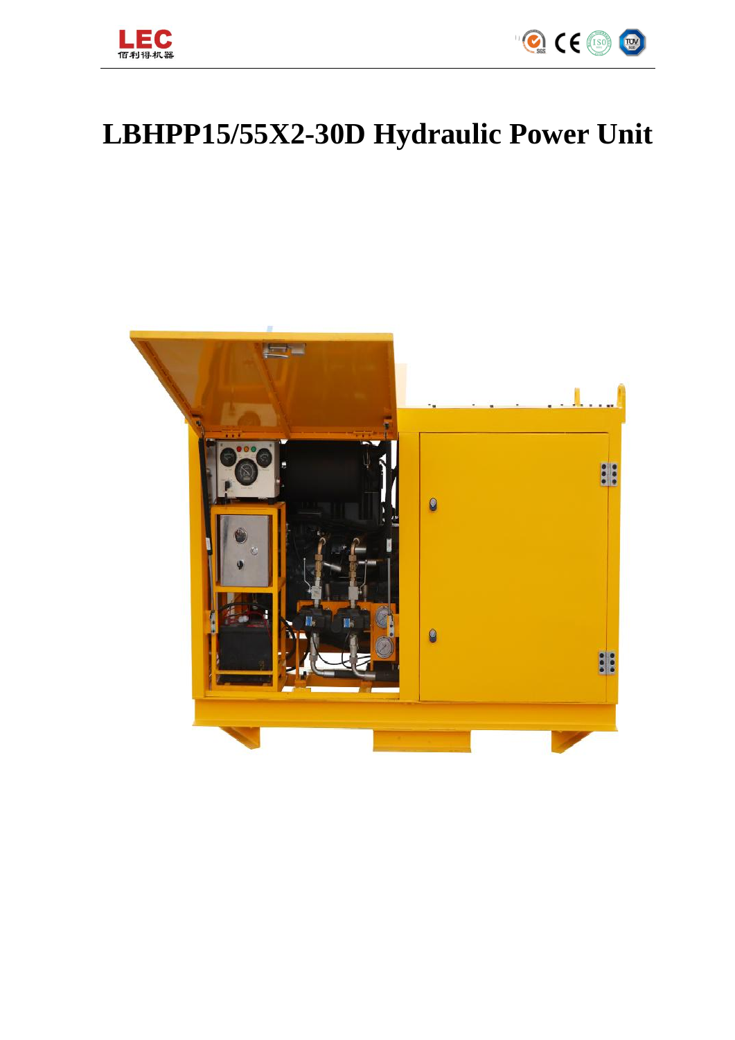# LBHPP15/55X2-30D Hydraulic Power Unit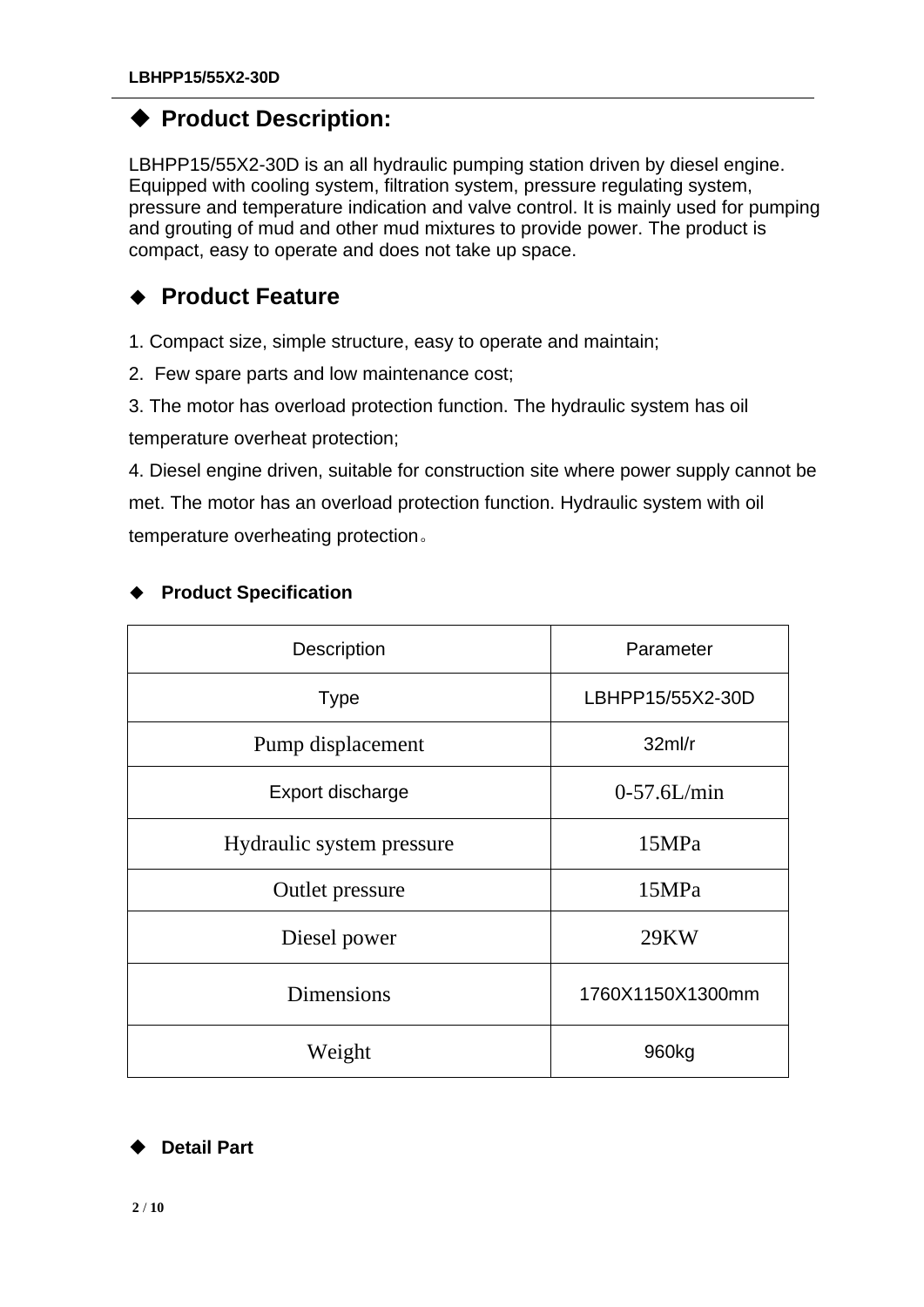## ◆ Product Description:

LBHPP15/55X2-30D is an all hydraulic pumping station driven by diesel engine. Equipped with cooling system, filtration system, pressure regulating system, pressure and temperature indication and valve control. It is mainly used for pumping and grouting of mud and other mud mixtures to provide power. The product is compact, easy to operate and does not take up space.

## ◆ Product Feature

1. Compact size, simple structure, easy to operate and maintain;
2. Few spare parts and low maintenance cost;
3. The motor has overload protection function. The hydraulic system has oil temperature overheat protection;
4. Diesel engine driven, suitable for construction site where power supply cannot be met. The motor has an overload protection function. Hydraulic system with oil temperature overheating protection。

### ◆ Product Specification

| Description | Parameter |
| --- | --- |
| Type | LBHPP15/55X2-30D |
| Pump displacement | 32ml/r |
| Export discharge | 0-57.6L/min |
| Hydraulic system pressure | 15MPa |
| Outlet pressure | 15MPa |
| Diesel power | 29KW |
| Dimensions | 1760X1150X1300mm |
| Weight | 960kg |

### ◆ Detail Part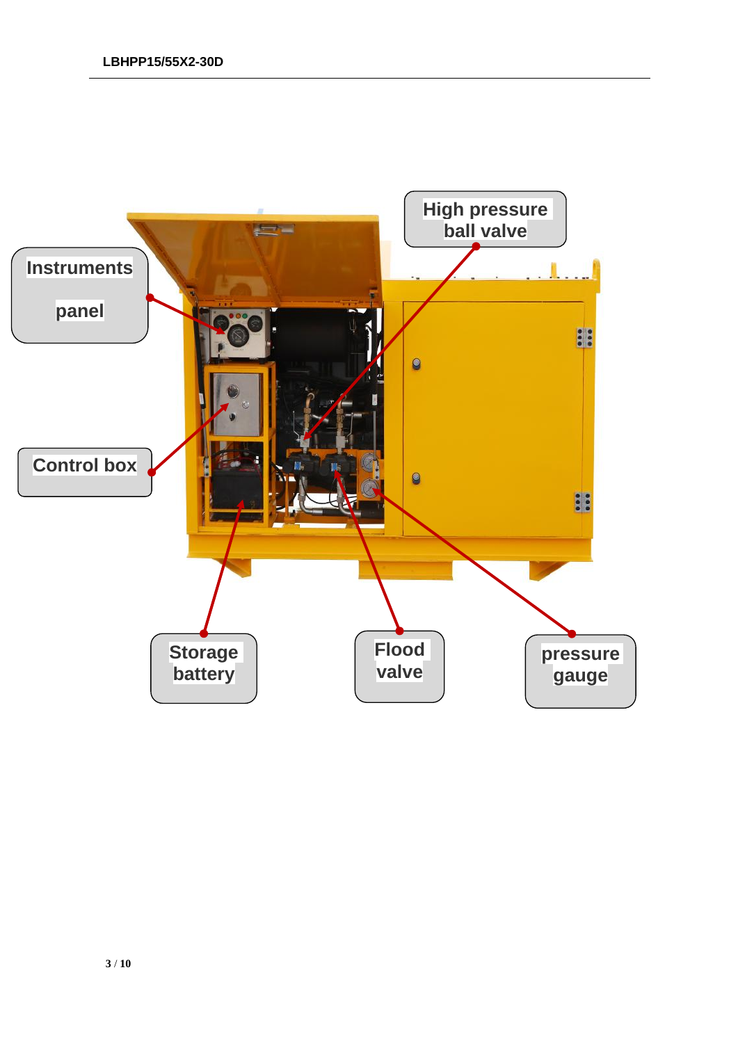Instruments panel

Control box

Storage battery

Flood valve

pressure gauge

High pressure ball valve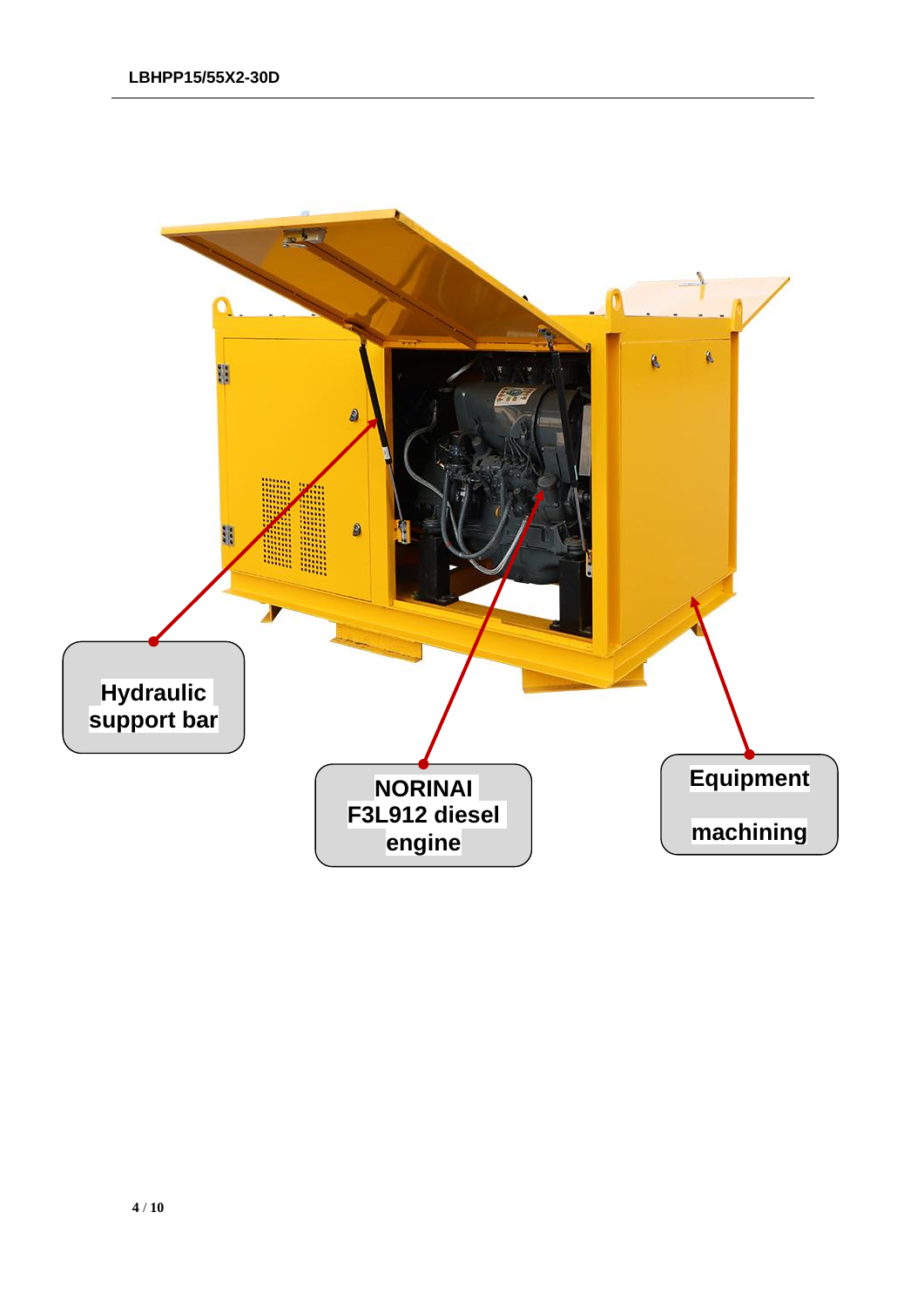Hydraulic support bar

NORINAI F3L912 diesel engine

Equipment machining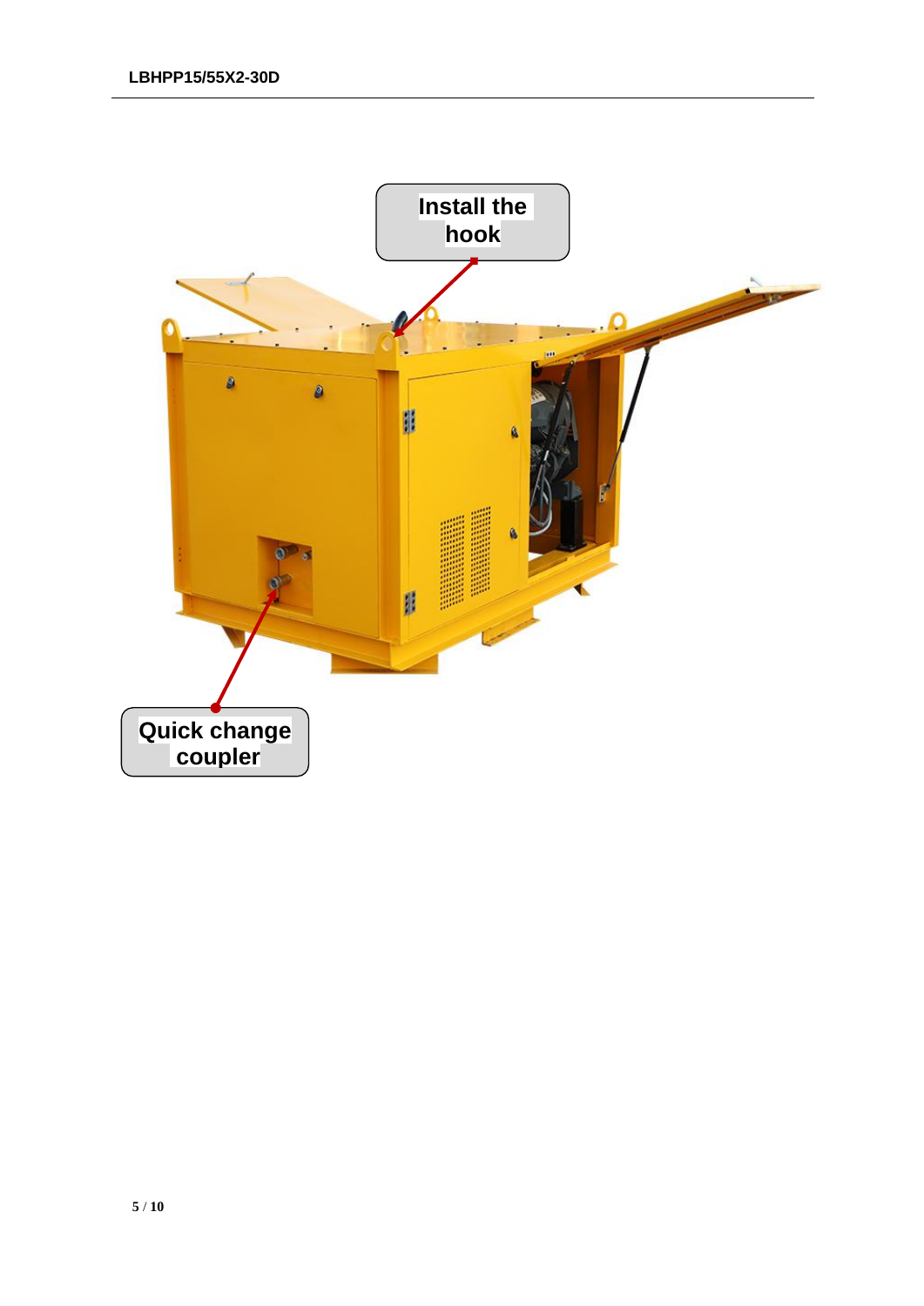Install the hook

Quick change coupler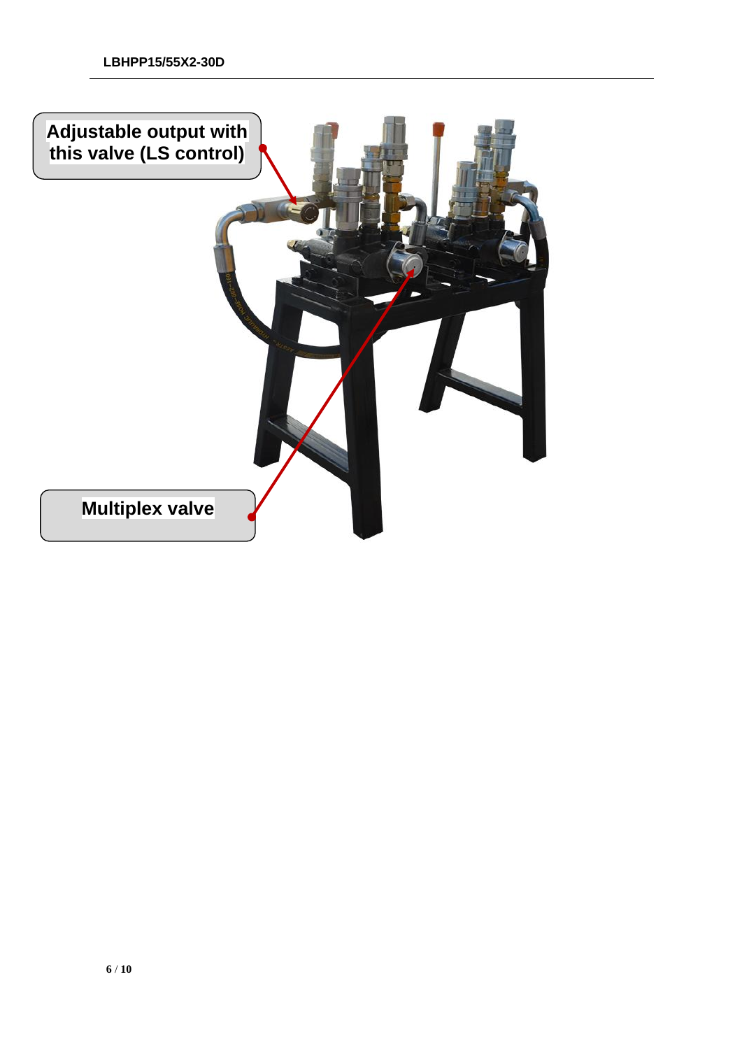Adjustable output with this valve (LS control)

Multiplex valve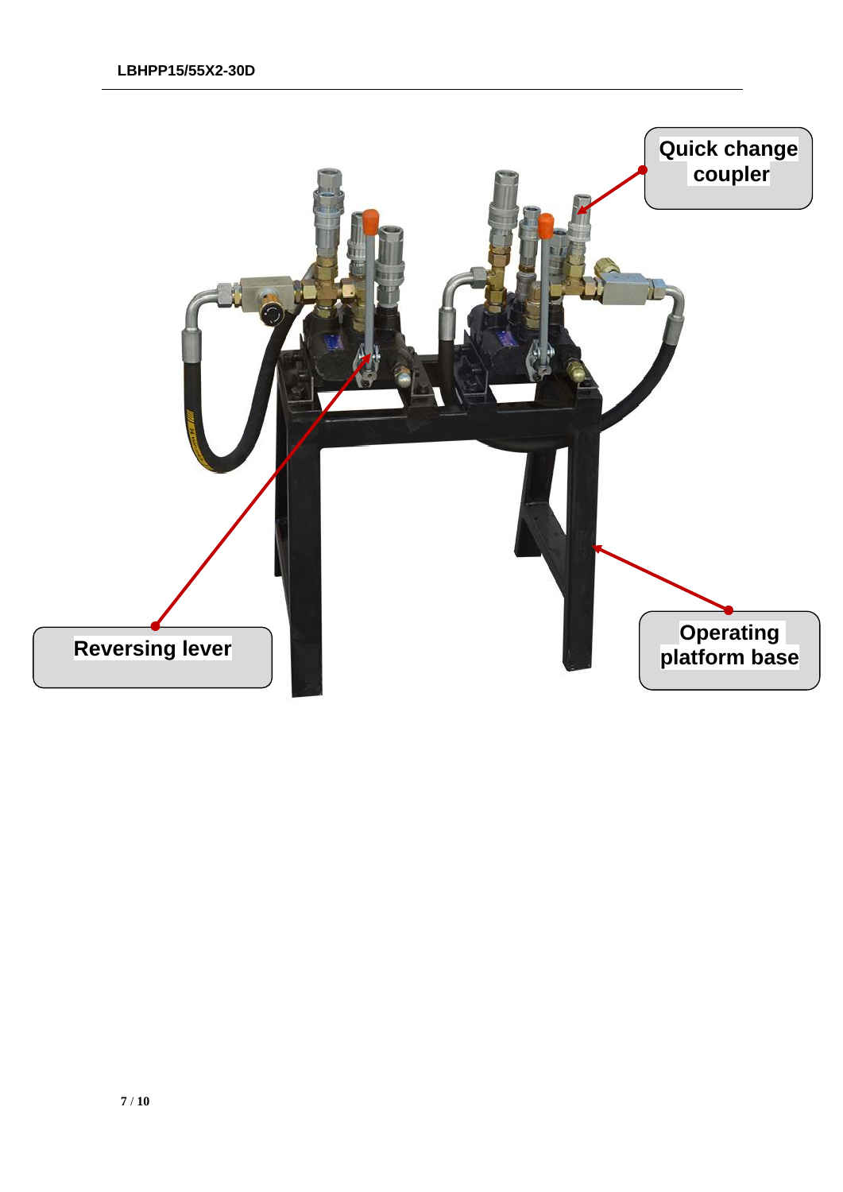Quick change coupler

Reversing lever

Operating platform base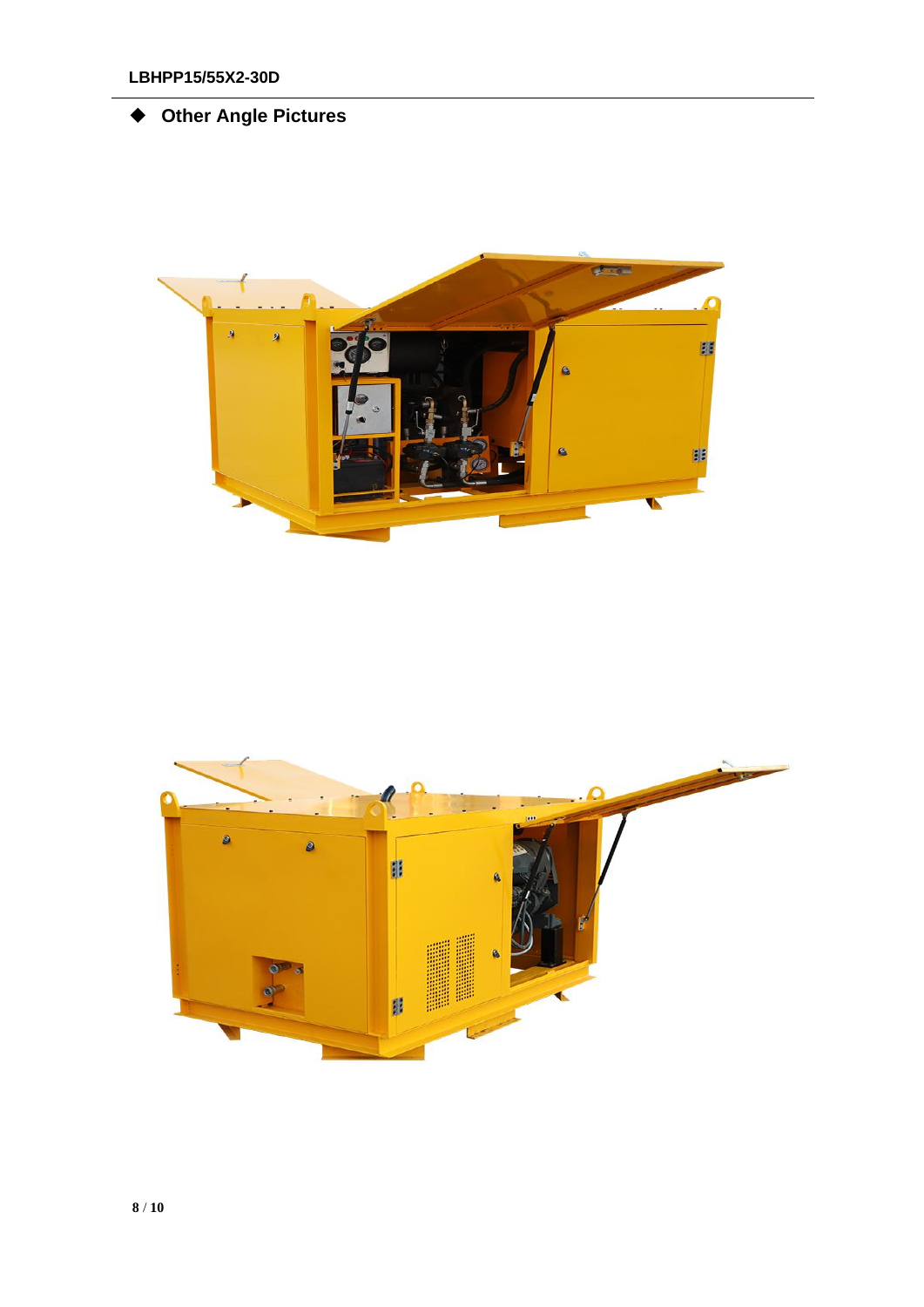◆ **Other Angle Pictures**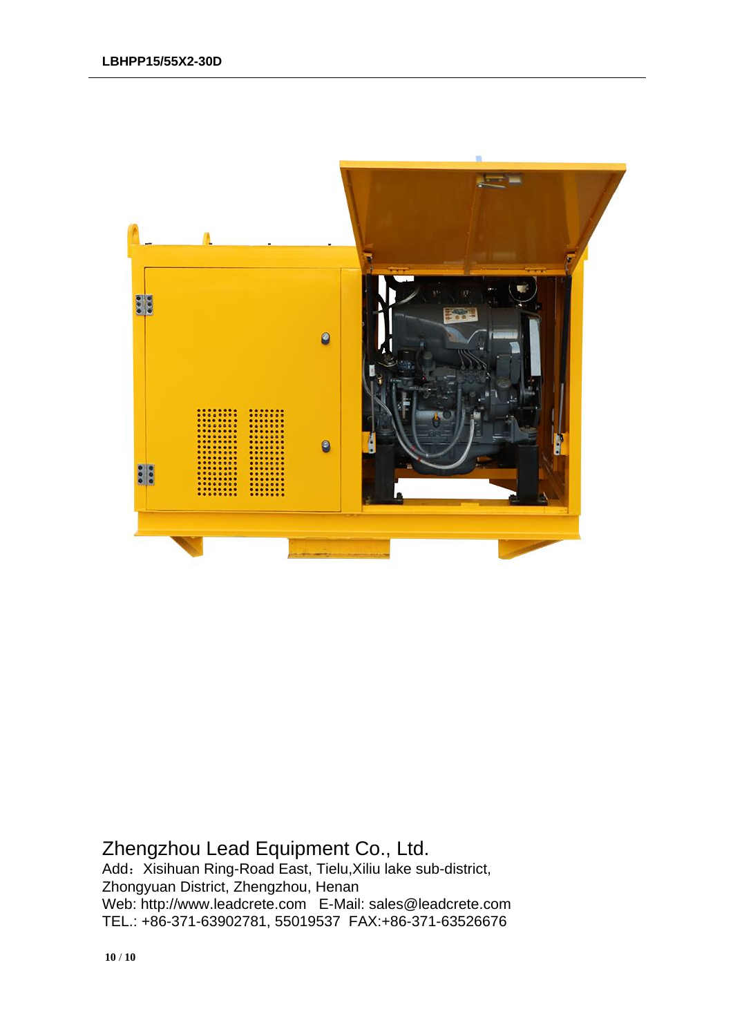Zhengzhou Lead Equipment Co., Ltd.

Add：Xisihuan Ring-Road East, Tielu,Xiliu lake sub-district, Zhongyuan District, Zhengzhou, Henan

Web: http://www.leadcrete.com E-Mail: sales@leadcrete.com

TEL.: +86-371-63902781, 55019537 FAX:+86-371-63526676